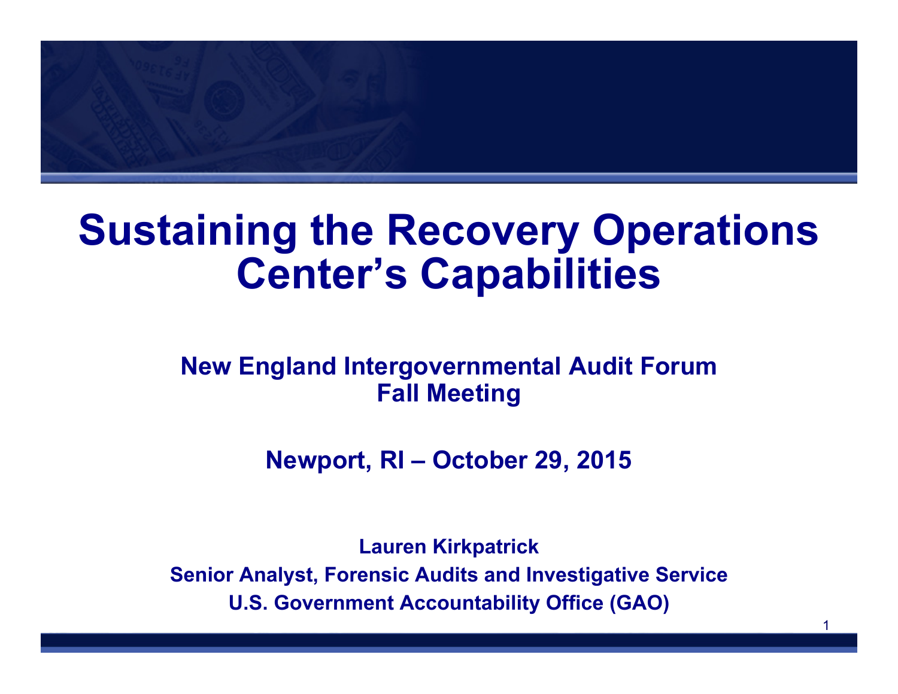# Sustaining the Recovery Operations Center's Capabilities

**New England Intergovernmental Audit Forum**
**Fall Meeting**

**Newport, RI – October 29, 2015**

**Lauren Kirkpatrick**
**Senior Analyst, Forensic Audits and Investigative Service**
**U.S. Government Accountability Office (GAO)**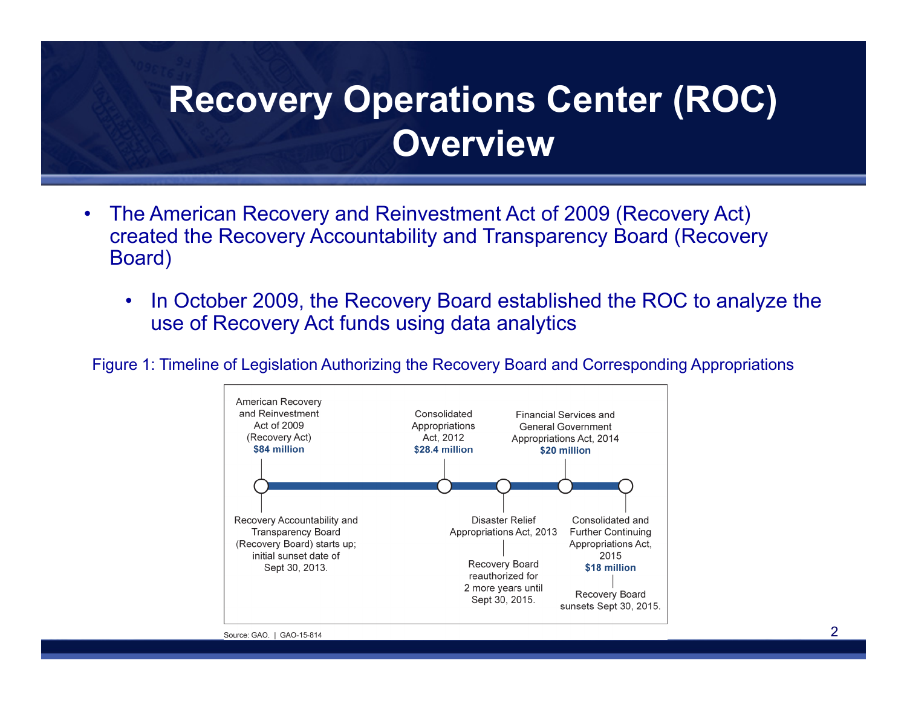# Recovery Operations Center (ROC) Overview

- The American Recovery and Reinvestment Act of 2009 (Recovery Act) created the Recovery Accountability and Transparency Board (Recovery Board)
  - In October 2009, the Recovery Board established the ROC to analyze the use of Recovery Act funds using data analytics

Figure 1: Timeline of Legislation Authorizing the Recovery Board and Corresponding Appropriations

American Recovery and Reinvestment Act of 2009 (Recovery Act)
**$84 million**

Recovery Accountability and Transparency Board (Recovery Board) starts up; initial sunset date of Sept 30, 2013.

Consolidated Appropriations Act, 2012
**$28.4 million**

Disaster Relief Appropriations Act, 2013

Recovery Board reauthorized for 2 more years until Sept 30, 2015.

Financial Services and General Government Appropriations Act, 2014
**$20 million**

Consolidated and Further Continuing Appropriations Act, 2015
**$18 million**

Recovery Board sunsets Sept 30, 2015.

Source: GAO. | GAO-15-814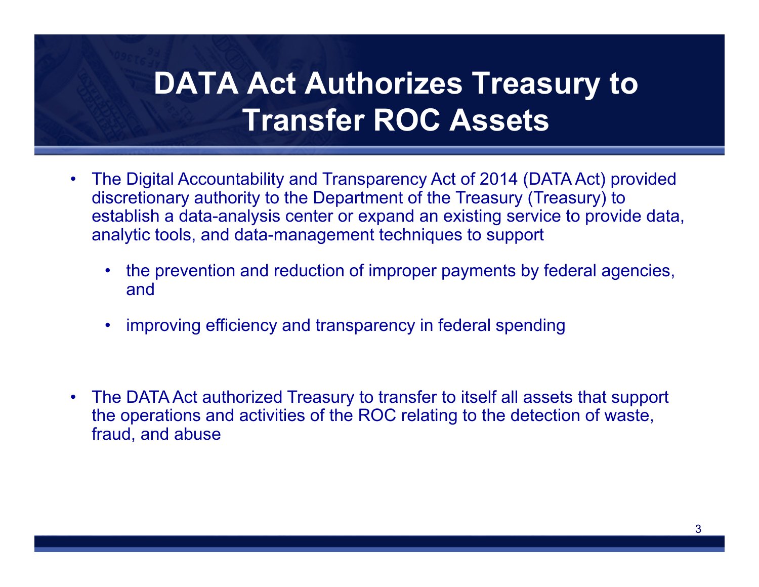# DATA Act Authorizes Treasury to Transfer ROC Assets

- The Digital Accountability and Transparency Act of 2014 (DATA Act) provided discretionary authority to the Department of the Treasury (Treasury) to establish a data-analysis center or expand an existing service to provide data, analytic tools, and data-management techniques to support
  - the prevention and reduction of improper payments by federal agencies, and
  - improving efficiency and transparency in federal spending

- The DATA Act authorized Treasury to transfer to itself all assets that support the operations and activities of the ROC relating to the detection of waste, fraud, and abuse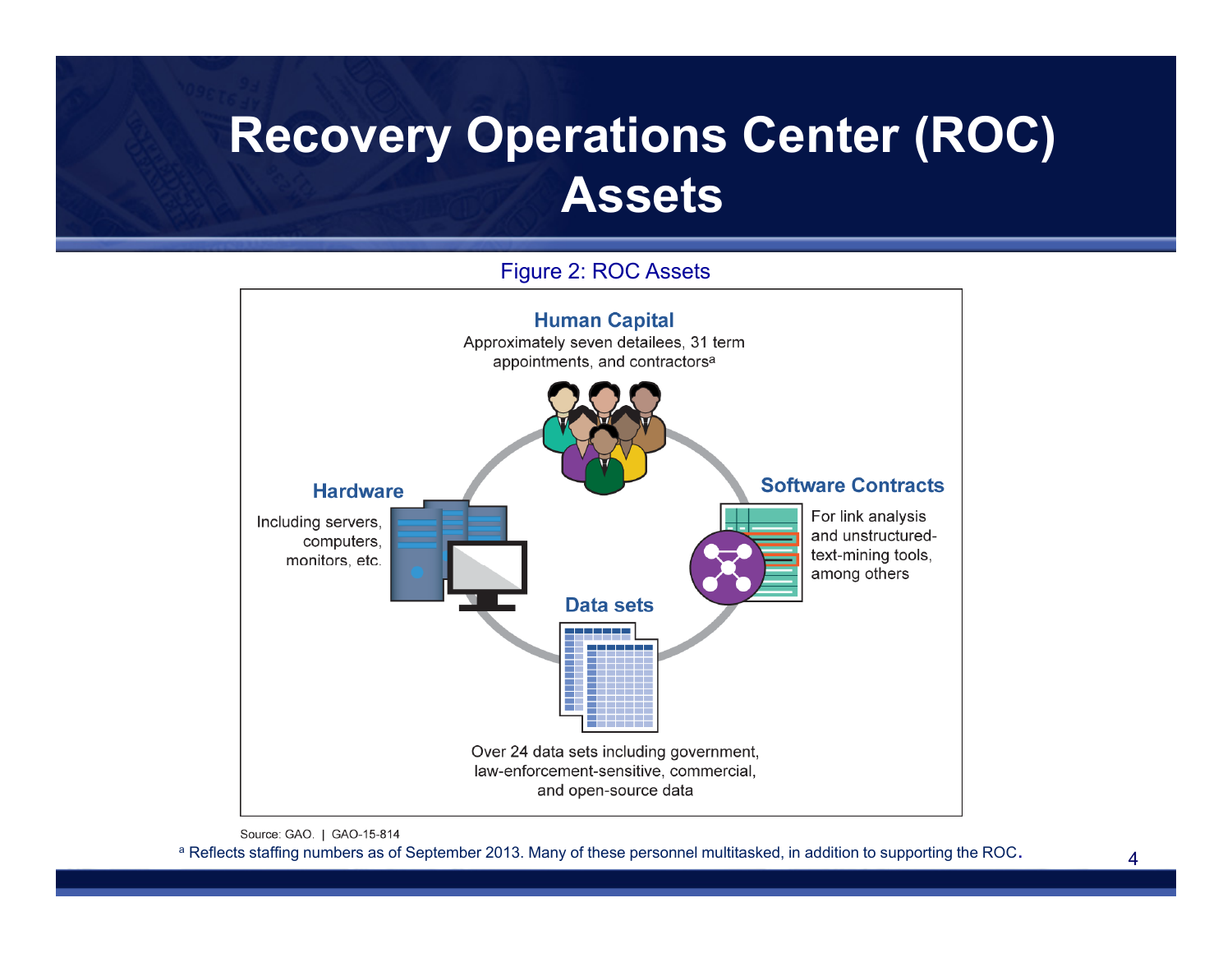# Recovery Operations Center (ROC) Assets

Figure 2: ROC Assets

**Human Capital**
Approximately seven detailees, 31 term appointments, and contractors[a]

**Hardware**
Including servers, computers, monitors, etc.

**Software Contracts**
For link analysis and unstructured-text-mining tools, among others

**Data sets**
Over 24 data sets including government, law-enforcement-sensitive, commercial, and open-source data

Source: GAO. | GAO-15-814

[a] Reflects staffing numbers as of September 2013. Many of these personnel multitasked, in addition to supporting the ROC.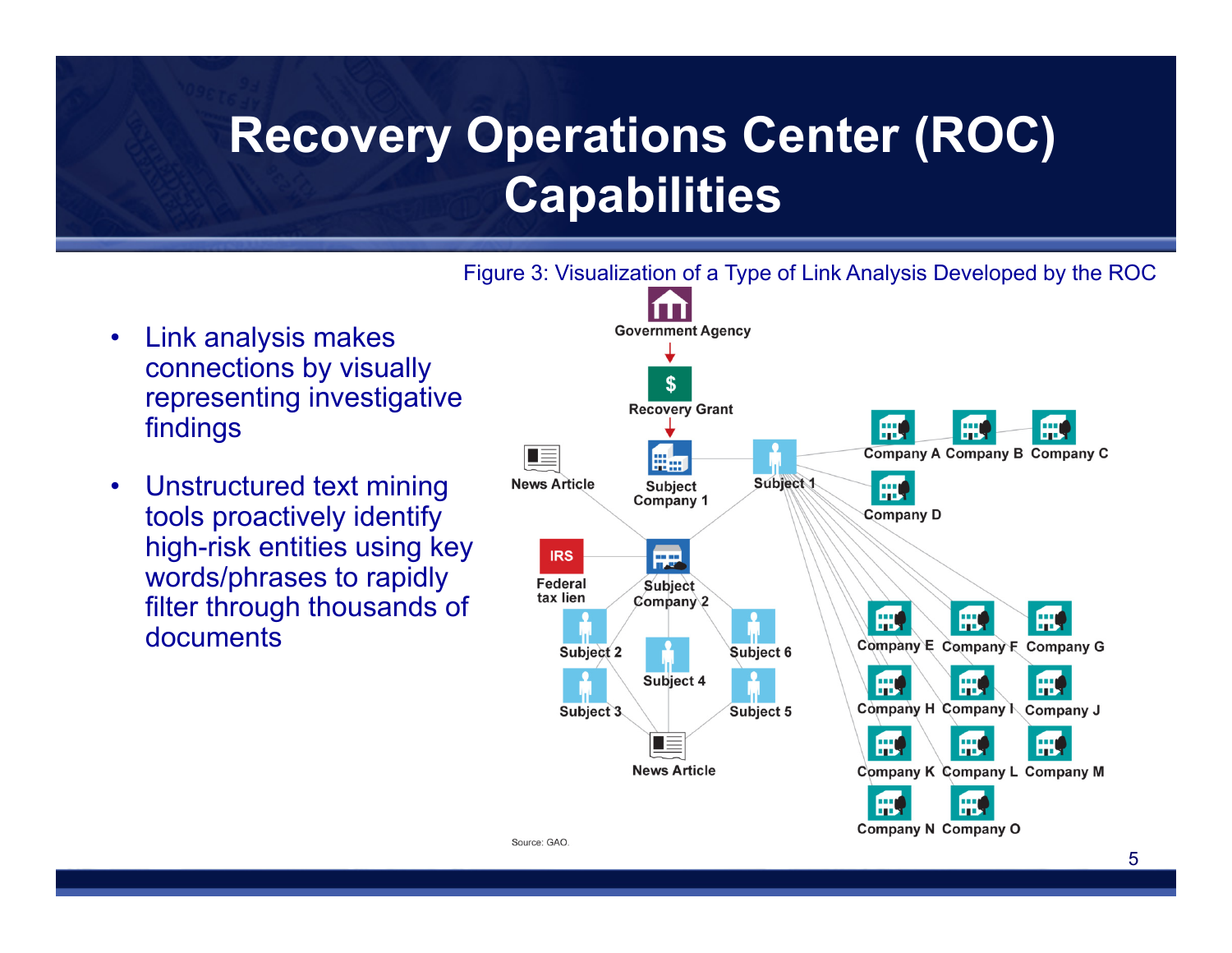# Recovery Operations Center (ROC) Capabilities

- Link analysis makes connections by visually representing investigative findings
- Unstructured text mining tools proactively identify high-risk entities using key words/phrases to rapidly filter through thousands of documents

Figure 3: Visualization of a Type of Link Analysis Developed by the ROC

Source: GAO.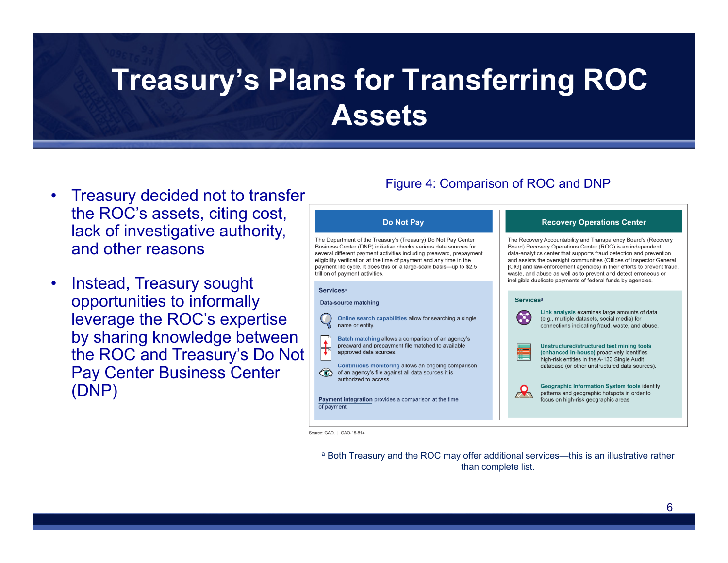# Treasury's Plans for Transferring ROC Assets

- Treasury decided not to transfer the ROC's assets, citing cost, lack of investigative authority, and other reasons
- Instead, Treasury sought opportunities to informally leverage the ROC's expertise by sharing knowledge between the ROC and Treasury's Do Not Pay Center Business Center (DNP)

Figure 4: Comparison of ROC and DNP

**Do Not Pay**

The Department of the Treasury's (Treasury) Do Not Pay Center Business Center (DNP) initiative checks various data sources for several different payment activities including preaward, prepayment eligibility verification at the time of payment and any time in the payment life cycle. It does this on a large-scale basis—up to $2.5 trillion of payment activities.

**Services**[a]

Data-source matching

- **Online search capabilities** allow for searching a single name or entity.
- **Batch matching** allows a comparison of an agency's preaward and prepayment file matched to available approved data sources.
- **Continuous monitoring** allows an ongoing comparison of an agency's file against all data sources it is authorized to access.

**Payment integration** provides a comparison at the time of payment.

**Recovery Operations Center**

The Recovery Accountability and Transparency Board's (Recovery Board) Recovery Operations Center (ROC) is an independent data-analytics center that supports fraud detection and prevention and assists the oversight communities (Offices of Inspector General [OIG] and law-enforcement agencies) in their efforts to prevent fraud, waste, and abuse as well as to prevent and detect erroneous or ineligible duplicate payments of federal funds by agencies.

**Services**[a]

- **Link analysis** examines large amounts of data (e.g., multiple datasets, social media) for connections indicating fraud, waste, and abuse.
- **Unstructured/structured text mining tools (enhanced in-house)** proactively identifies high-risk entities in the A-133 Single Audit database (or other unstructured data sources).
- **Geographic Information System tools** identify patterns and geographic hotspots in order to focus on high-risk geographic areas.

Source: GAO. | GAO-15-814

[a] Both Treasury and the ROC may offer additional services—this is an illustrative rather than complete list.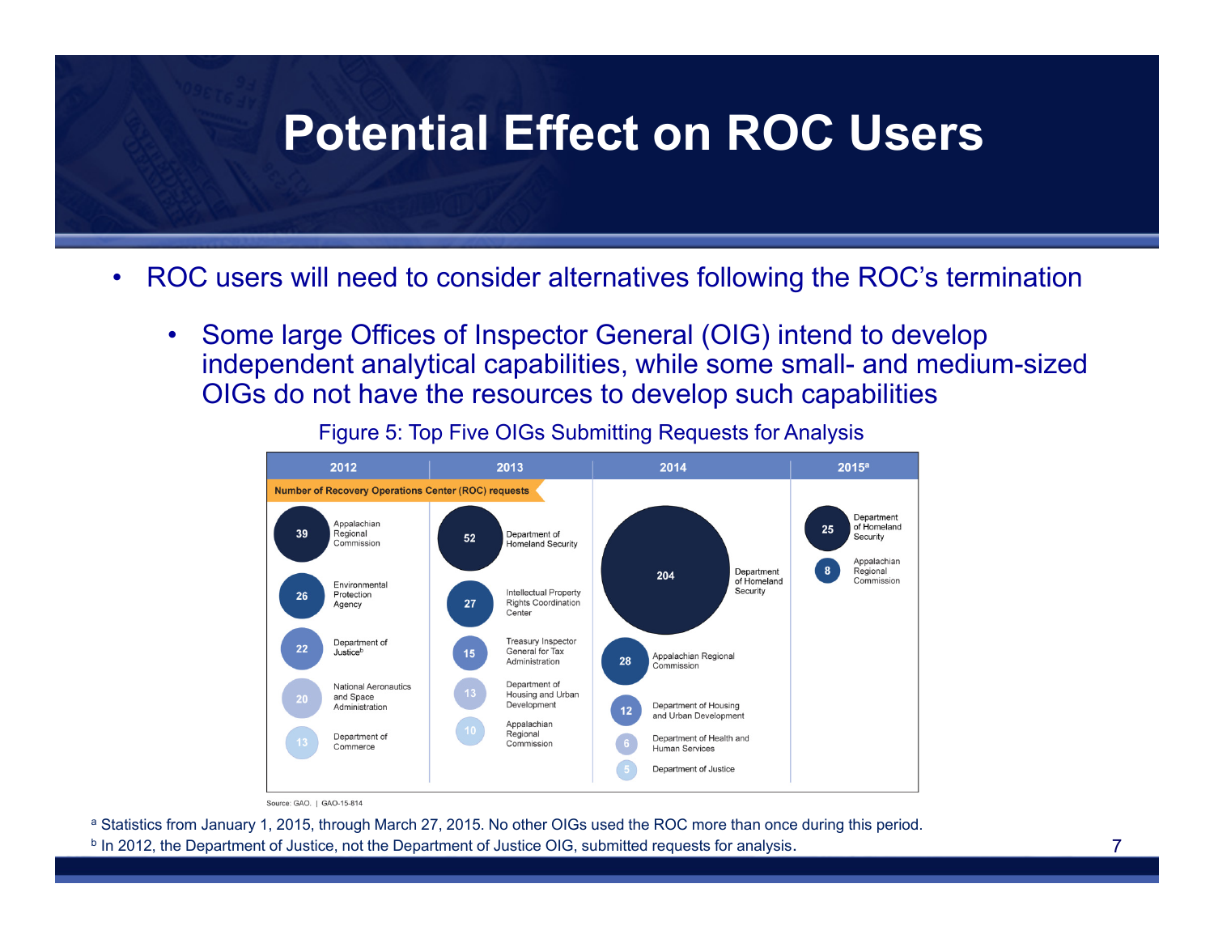# Potential Effect on ROC Users

- ROC users will need to consider alternatives following the ROC's termination
  - Some large Offices of Inspector General (OIG) intend to develop independent analytical capabilities, while some small- and medium-sized OIGs do not have the resources to develop such capabilities

Figure 5: Top Five OIGs Submitting Requests for Analysis

Number of Recovery Operations Center (ROC) requests

| 2012 | 2013 | 2014 | 2015[a] |
|---|---|---|---|
| 39 Appalachian Regional Commission | 52 Department of Homeland Security | 204 Department of Homeland Security | 25 Department of Homeland Security |
| 26 Environmental Protection Agency | 27 Intellectual Property Rights Coordination Center | 28 Appalachian Regional Commission | 8 Appalachian Regional Commission |
| 22 Department of Justice[b] | 15 Treasury Inspector General for Tax Administration | 12 Department of Housing and Urban Development | |
| 20 National Aeronautics and Space Administration | 13 Department of Housing and Urban Development | 6 Department of Health and Human Services | |
| 13 Department of Commerce | 10 Appalachian Regional Commission | 5 Department of Justice | |

Source: GAO. | GAO-15-814

[a] Statistics from January 1, 2015, through March 27, 2015. No other OIGs used the ROC more than once during this period.

[b] In 2012, the Department of Justice, not the Department of Justice OIG, submitted requests for analysis.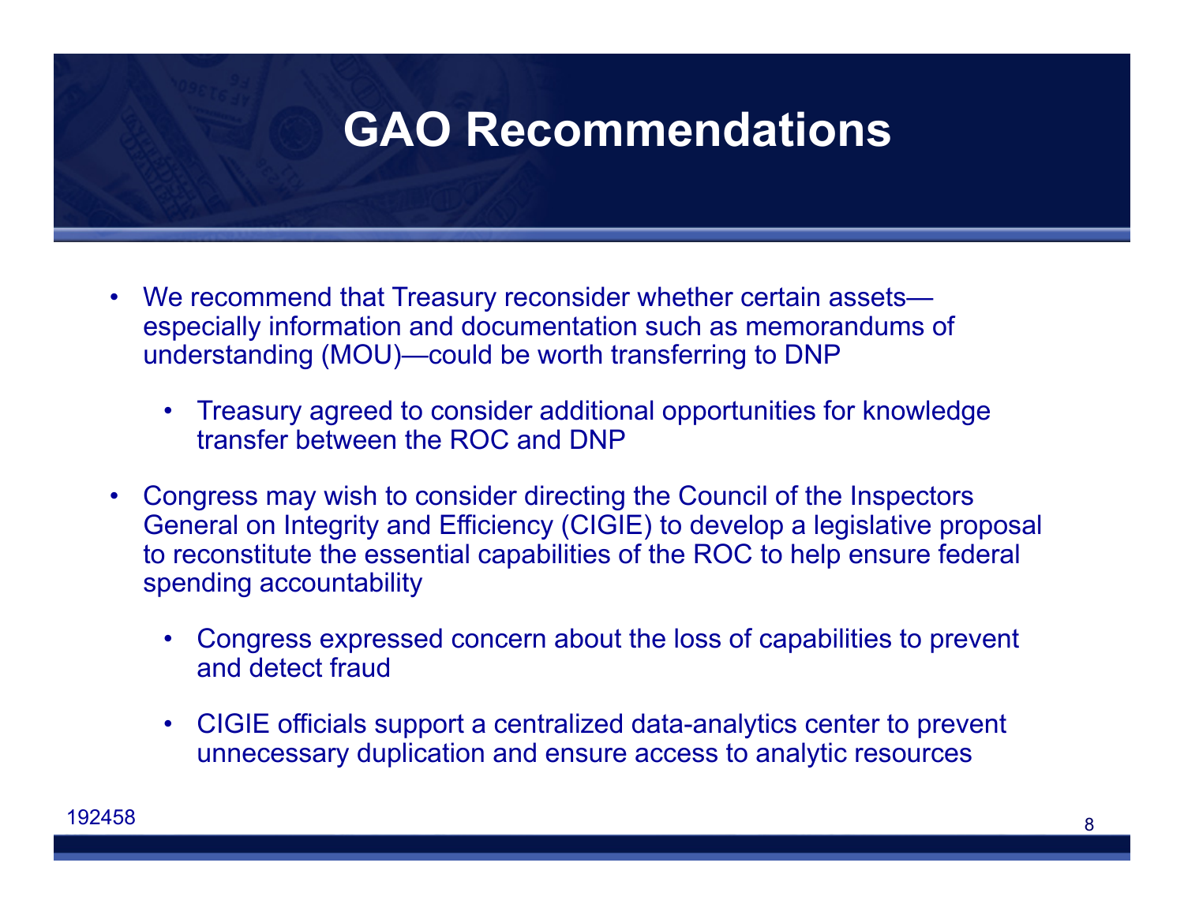# GAO Recommendations

- We recommend that Treasury reconsider whether certain assets—especially information and documentation such as memorandums of understanding (MOU)—could be worth transferring to DNP
  - Treasury agreed to consider additional opportunities for knowledge transfer between the ROC and DNP
- Congress may wish to consider directing the Council of the Inspectors General on Integrity and Efficiency (CIGIE) to develop a legislative proposal to reconstitute the essential capabilities of the ROC to help ensure federal spending accountability
  - Congress expressed concern about the loss of capabilities to prevent and detect fraud
  - CIGIE officials support a centralized data-analytics center to prevent unnecessary duplication and ensure access to analytic resources

192458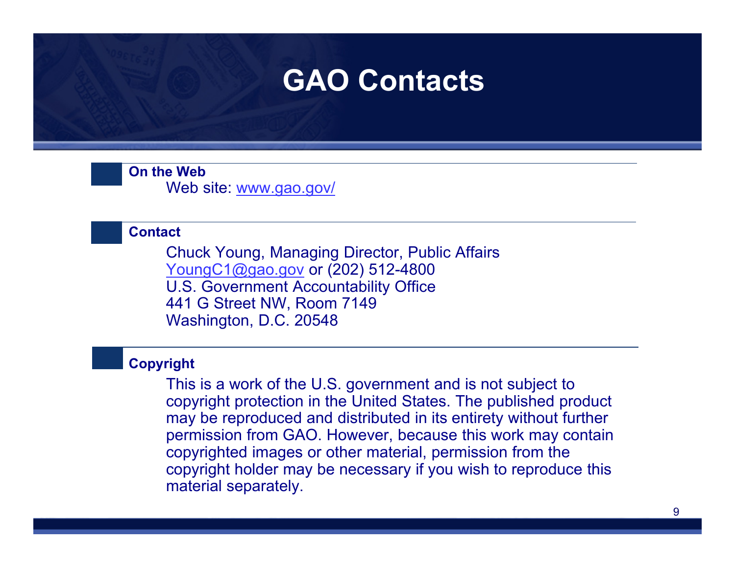# GAO Contacts

### On the Web

Web site: www.gao.gov/

### Contact

Chuck Young, Managing Director, Public Affairs
YoungC1@gao.gov or (202) 512-4800
U.S. Government Accountability Office
441 G Street NW, Room 7149
Washington, D.C. 20548

### Copyright

This is a work of the U.S. government and is not subject to copyright protection in the United States. The published product may be reproduced and distributed in its entirety without further permission from GAO. However, because this work may contain copyrighted images or other material, permission from the copyright holder may be necessary if you wish to reproduce this material separately.